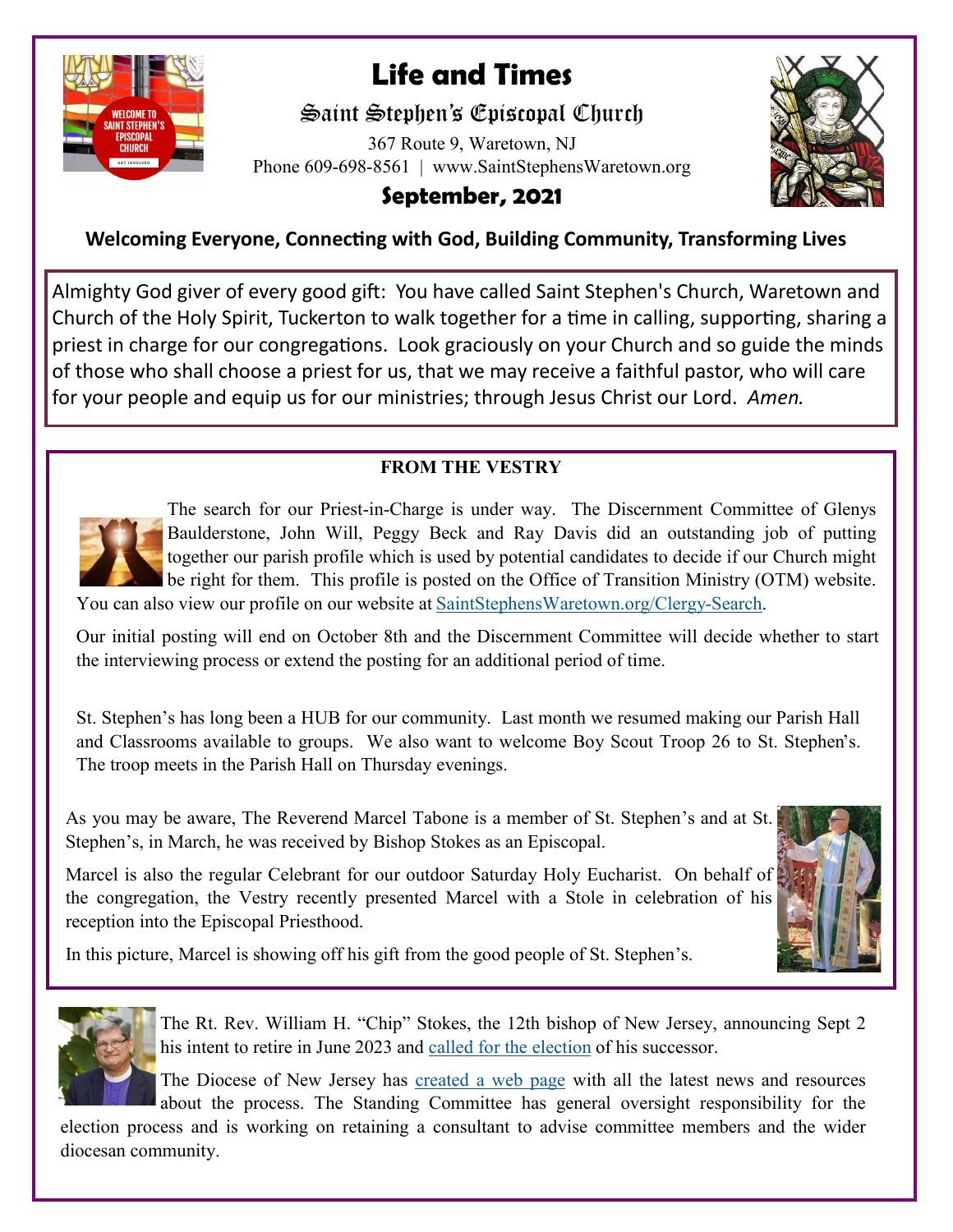# Life and Times

## Saint Stephen's Episcopal Church

367 Route 9, Waretown, NJ
Phone 609-698-8561 | www.SaintStephensWaretown.org

### September, 2021

**Welcoming Everyone, Connecting with God, Building Community, Transforming Lives**

Almighty God giver of every good gift: You have called Saint Stephen's Church, Waretown and Church of the Holy Spirit, Tuckerton to walk together for a time in calling, supporting, sharing a priest in charge for our congregations. Look graciously on your Church and so guide the minds of those who shall choose a priest for us, that we may receive a faithful pastor, who will care for your people and equip us for our ministries; through Jesus Christ our Lord. *Amen.*

### FROM THE VESTRY

The search for our Priest-in-Charge is under way. The Discernment Committee of Glenys Baulderstone, John Will, Peggy Beck and Ray Davis did an outstanding job of putting together our parish profile which is used by potential candidates to decide if our Church might be right for them. This profile is posted on the Office of Transition Ministry (OTM) website. You can also view our profile on our website at SaintStephensWaretown.org/Clergy-Search.

Our initial posting will end on October 8th and the Discernment Committee will decide whether to start the interviewing process or extend the posting for an additional period of time.

St. Stephen's has long been a HUB for our community. Last month we resumed making our Parish Hall and Classrooms available to groups. We also want to welcome Boy Scout Troop 26 to St. Stephen's. The troop meets in the Parish Hall on Thursday evenings.

As you may be aware, The Reverend Marcel Tabone is a member of St. Stephen's and at St. Stephen's, in March, he was received by Bishop Stokes as an Episcopal.

Marcel is also the regular Celebrant for our outdoor Saturday Holy Eucharist. On behalf of the congregation, the Vestry recently presented Marcel with a Stole in celebration of his reception into the Episcopal Priesthood.

In this picture, Marcel is showing off his gift from the good people of St. Stephen's.

The Rt. Rev. William H. "Chip" Stokes, the 12th bishop of New Jersey, announcing Sept 2 his intent to retire in June 2023 and called for the election of his successor.

The Diocese of New Jersey has created a web page with all the latest news and resources about the process. The Standing Committee has general oversight responsibility for the election process and is working on retaining a consultant to advise committee members and the wider diocesan community.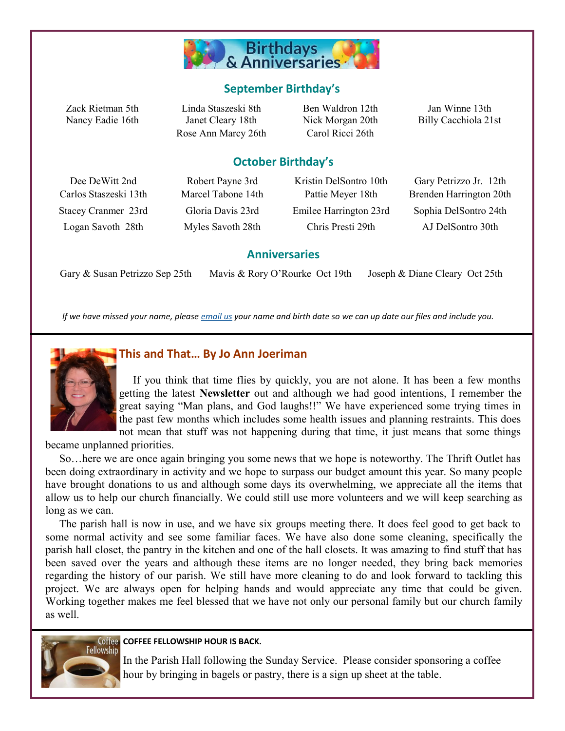# Birthdays & Anniversaries

## September Birthday's

Zack Rietman 5th
Nancy Eadie 16th
Linda Staszeski 8th
Janet Cleary 18th
Rose Ann Marcy 26th
Ben Waldron 12th
Nick Morgan 20th
Carol Ricci 26th
Jan Winne 13th
Billy Cacchiola 21st

## October Birthday's

Dee DeWitt 2nd
Carlos Staszeski 13th
Stacey Cranmer 23rd
Logan Savoth 28th
Robert Payne 3rd
Marcel Tabone 14th
Gloria Davis 23rd
Myles Savoth 28th
Kristin DelSontro 10th
Pattie Meyer 18th
Emilee Harrington 23rd
Chris Presti 29th
Gary Petrizzo Jr. 12th
Brenden Harrington 20th
Sophia DelSontro 24th
AJ DelSontro 30th

## Anniversaries

Gary & Susan Petrizzo Sep 25th
Mavis & Rory O'Rourke Oct 19th
Joseph & Diane Cleary Oct 25th

*If we have missed your name, please email us your name and birth date so we can up date our files and include you.*

## This and That… By Jo Ann Joeriman

If you think that time flies by quickly, you are not alone. It has been a few months getting the latest **Newsletter** out and although we had good intentions, I remember the great saying "Man plans, and God laughs!!" We have experienced some trying times in the past few months which includes some health issues and planning restraints. This does not mean that stuff was not happening during that time, it just means that some things became unplanned priorities.

So…here we are once again bringing you some news that we hope is noteworthy. The Thrift Outlet has been doing extraordinary in activity and we hope to surpass our budget amount this year. So many people have brought donations to us and although some days its overwhelming, we appreciate all the items that allow us to help our church financially. We could still use more volunteers and we will keep searching as long as we can.

The parish hall is now in use, and we have six groups meeting there. It does feel good to get back to some normal activity and see some familiar faces. We have also done some cleaning, specifically the parish hall closet, the pantry in the kitchen and one of the hall closets. It was amazing to find stuff that has been saved over the years and although these items are no longer needed, they bring back memories regarding the history of our parish. We still have more cleaning to do and look forward to tackling this project. We are always open for helping hands and would appreciate any time that could be given. Working together makes me feel blessed that we have not only our personal family but our church family as well.

**COFFEE FELLOWSHIP HOUR IS BACK.**

In the Parish Hall following the Sunday Service. Please consider sponsoring a coffee hour by bringing in bagels or pastry, there is a sign up sheet at the table.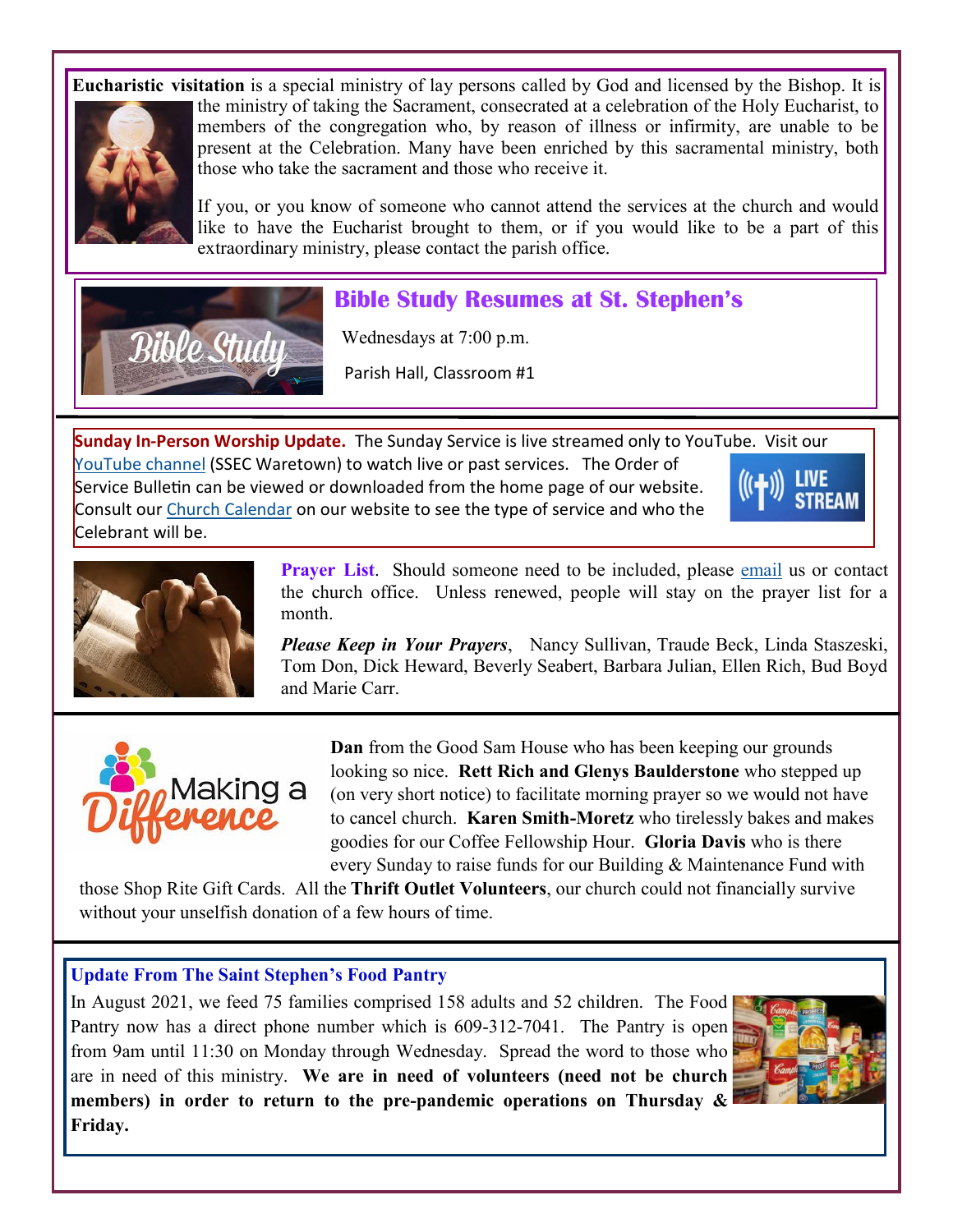**Eucharistic visitation** is a special ministry of lay persons called by God and licensed by the Bishop. It is the ministry of taking the Sacrament, consecrated at a celebration of the Holy Eucharist, to members of the congregation who, by reason of illness or infirmity, are unable to be present at the Celebration. Many have been enriched by this sacramental ministry, both those who take the sacrament and those who receive it.

If you, or you know of someone who cannot attend the services at the church and would like to have the Eucharist brought to them, or if you would like to be a part of this extraordinary ministry, please contact the parish office.

## Bible Study Resumes at St. Stephen's

Wednesdays at 7:00 p.m.

Parish Hall, Classroom #1

**Sunday In-Person Worship Update.** The Sunday Service is live streamed only to YouTube. Visit our YouTube channel (SSEC Waretown) to watch live or past services. The Order of Service Bulletin can be viewed or downloaded from the home page of our website. Consult our Church Calendar on our website to see the type of service and who the Celebrant will be.

**Prayer List**. Should someone need to be included, please email us or contact the church office. Unless renewed, people will stay on the prayer list for a month.

***Please Keep in Your Prayers***, Nancy Sullivan, Traude Beck, Linda Staszeski, Tom Don, Dick Heward, Beverly Seabert, Barbara Julian, Ellen Rich, Bud Boyd and Marie Carr.

**Making a Difference**

**Dan** from the Good Sam House who has been keeping our grounds looking so nice. **Rett Rich and Glenys Baulderstone** who stepped up (on very short notice) to facilitate morning prayer so we would not have to cancel church. **Karen Smith-Moretz** who tirelessly bakes and makes goodies for our Coffee Fellowship Hour. **Gloria Davis** who is there every Sunday to raise funds for our Building & Maintenance Fund with those Shop Rite Gift Cards. All the **Thrift Outlet Volunteers**, our church could not financially survive without your unselfish donation of a few hours of time.

### Update From The Saint Stephen's Food Pantry

In August 2021, we feed 75 families comprised 158 adults and 52 children. The Food Pantry now has a direct phone number which is 609-312-7041. The Pantry is open from 9am until 11:30 on Monday through Wednesday. Spread the word to those who are in need of this ministry. **We are in need of volunteers (need not be church members) in order to return to the pre-pandemic operations on Thursday & Friday.**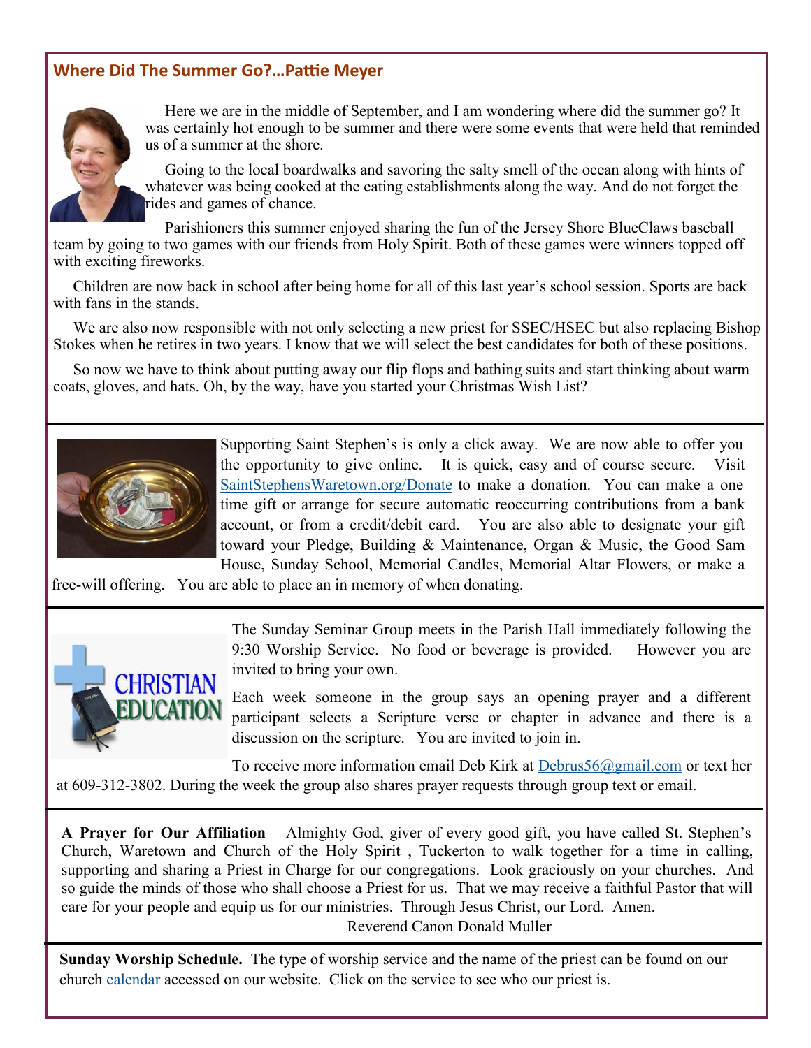## Where Did The Summer Go?…Pattie Meyer

Here we are in the middle of September, and I am wondering where did the summer go? It was certainly hot enough to be summer and there were some events that were held that reminded us of a summer at the shore.

Going to the local boardwalks and savoring the salty smell of the ocean along with hints of whatever was being cooked at the eating establishments along the way. And do not forget the rides and games of chance.

Parishioners this summer enjoyed sharing the fun of the Jersey Shore BlueClaws baseball team by going to two games with our friends from Holy Spirit. Both of these games were winners topped off with exciting fireworks.

Children are now back in school after being home for all of this last year's school session. Sports are back with fans in the stands.

We are also now responsible with not only selecting a new priest for SSEC/HSEC but also replacing Bishop Stokes when he retires in two years. I know that we will select the best candidates for both of these positions.

So now we have to think about putting away our flip flops and bathing suits and start thinking about warm coats, gloves, and hats. Oh, by the way, have you started your Christmas Wish List?

---

Supporting Saint Stephen's is only a click away. We are now able to offer you the opportunity to give online. It is quick, easy and of course secure. Visit SaintStephensWaretown.org/Donate to make a donation. You can make a one time gift or arrange for secure automatic reoccurring contributions from a bank account, or from a credit/debit card. You are also able to designate your gift toward your Pledge, Building & Maintenance, Organ & Music, the Good Sam House, Sunday School, Memorial Candles, Memorial Altar Flowers, or make a free-will offering. You are able to place an in memory of when donating.

---

The Sunday Seminar Group meets in the Parish Hall immediately following the 9:30 Worship Service. No food or beverage is provided. However you are invited to bring your own.

Each week someone in the group says an opening prayer and a different participant selects a Scripture verse or chapter in advance and there is a discussion on the scripture. You are invited to join in.

To receive more information email Deb Kirk at Debrus56@gmail.com or text her at 609-312-3802. During the week the group also shares prayer requests through group text or email.

---

**A Prayer for Our Affiliation** Almighty God, giver of every good gift, you have called St. Stephen's Church, Waretown and Church of the Holy Spirit , Tuckerton to walk together for a time in calling, supporting and sharing a Priest in Charge for our congregations. Look graciously on your churches. And so guide the minds of those who shall choose a Priest for us. That we may receive a faithful Pastor that will care for your people and equip us for our ministries. Through Jesus Christ, our Lord. Amen.

Reverend Canon Donald Muller

---

**Sunday Worship Schedule.** The type of worship service and the name of the priest can be found on our church calendar accessed on our website. Click on the service to see who our priest is.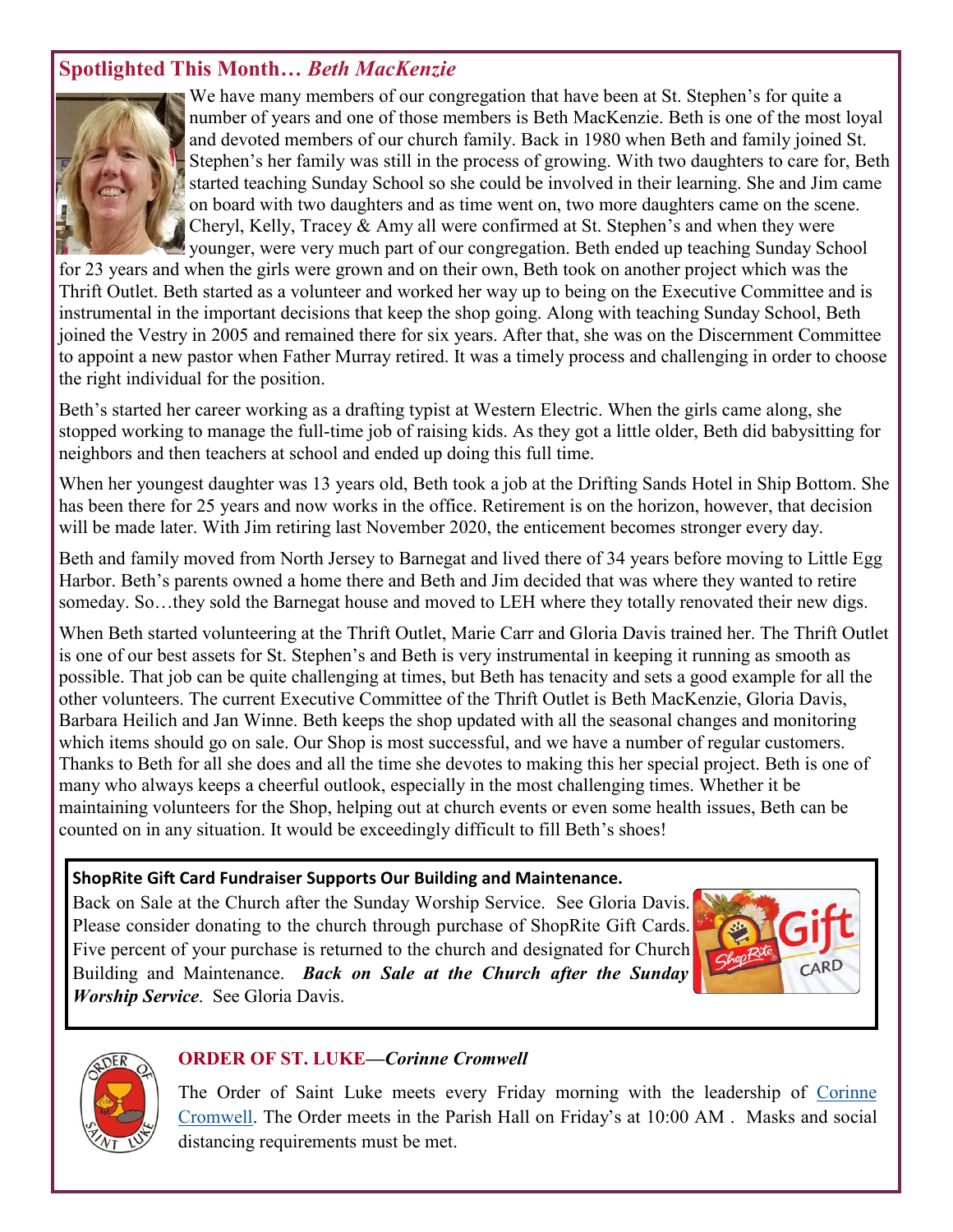## Spotlighted This Month… *Beth MacKenzie*

We have many members of our congregation that have been at St. Stephen's for quite a number of years and one of those members is Beth MacKenzie. Beth is one of the most loyal and devoted members of our church family. Back in 1980 when Beth and family joined St. Stephen's her family was still in the process of growing. With two daughters to care for, Beth started teaching Sunday School so she could be involved in their learning. She and Jim came on board with two daughters and as time went on, two more daughters came on the scene. Cheryl, Kelly, Tracey & Amy all were confirmed at St. Stephen's and when they were younger, were very much part of our congregation. Beth ended up teaching Sunday School for 23 years and when the girls were grown and on their own, Beth took on another project which was the Thrift Outlet. Beth started as a volunteer and worked her way up to being on the Executive Committee and is instrumental in the important decisions that keep the shop going. Along with teaching Sunday School, Beth joined the Vestry in 2005 and remained there for six years. After that, she was on the Discernment Committee to appoint a new pastor when Father Murray retired. It was a timely process and challenging in order to choose the right individual for the position.

Beth's started her career working as a drafting typist at Western Electric. When the girls came along, she stopped working to manage the full-time job of raising kids. As they got a little older, Beth did babysitting for neighbors and then teachers at school and ended up doing this full time.

When her youngest daughter was 13 years old, Beth took a job at the Drifting Sands Hotel in Ship Bottom. She has been there for 25 years and now works in the office. Retirement is on the horizon, however, that decision will be made later. With Jim retiring last November 2020, the enticement becomes stronger every day.

Beth and family moved from North Jersey to Barnegat and lived there of 34 years before moving to Little Egg Harbor. Beth's parents owned a home there and Beth and Jim decided that was where they wanted to retire someday. So…they sold the Barnegat house and moved to LEH where they totally renovated their new digs.

When Beth started volunteering at the Thrift Outlet, Marie Carr and Gloria Davis trained her. The Thrift Outlet is one of our best assets for St. Stephen's and Beth is very instrumental in keeping it running as smooth as possible. That job can be quite challenging at times, but Beth has tenacity and sets a good example for all the other volunteers. The current Executive Committee of the Thrift Outlet is Beth MacKenzie, Gloria Davis, Barbara Heilich and Jan Winne. Beth keeps the shop updated with all the seasonal changes and monitoring which items should go on sale. Our Shop is most successful, and we have a number of regular customers. Thanks to Beth for all she does and all the time she devotes to making this her special project. Beth is one of many who always keeps a cheerful outlook, especially in the most challenging times. Whether it be maintaining volunteers for the Shop, helping out at church events or even some health issues, Beth can be counted on in any situation. It would be exceedingly difficult to fill Beth's shoes!

**ShopRite Gift Card Fundraiser Supports Our Building and Maintenance.**

Back on Sale at the Church after the Sunday Worship Service. See Gloria Davis. Please consider donating to the church through purchase of ShopRite Gift Cards. Five percent of your purchase is returned to the church and designated for Church Building and Maintenance. ***Back on Sale at the Church after the Sunday Worship Service***. See Gloria Davis.

### ORDER OF ST. LUKE—*Corinne Cromwell*

The Order of Saint Luke meets every Friday morning with the leadership of Corinne Cromwell. The Order meets in the Parish Hall on Friday's at 10:00 AM . Masks and social distancing requirements must be met.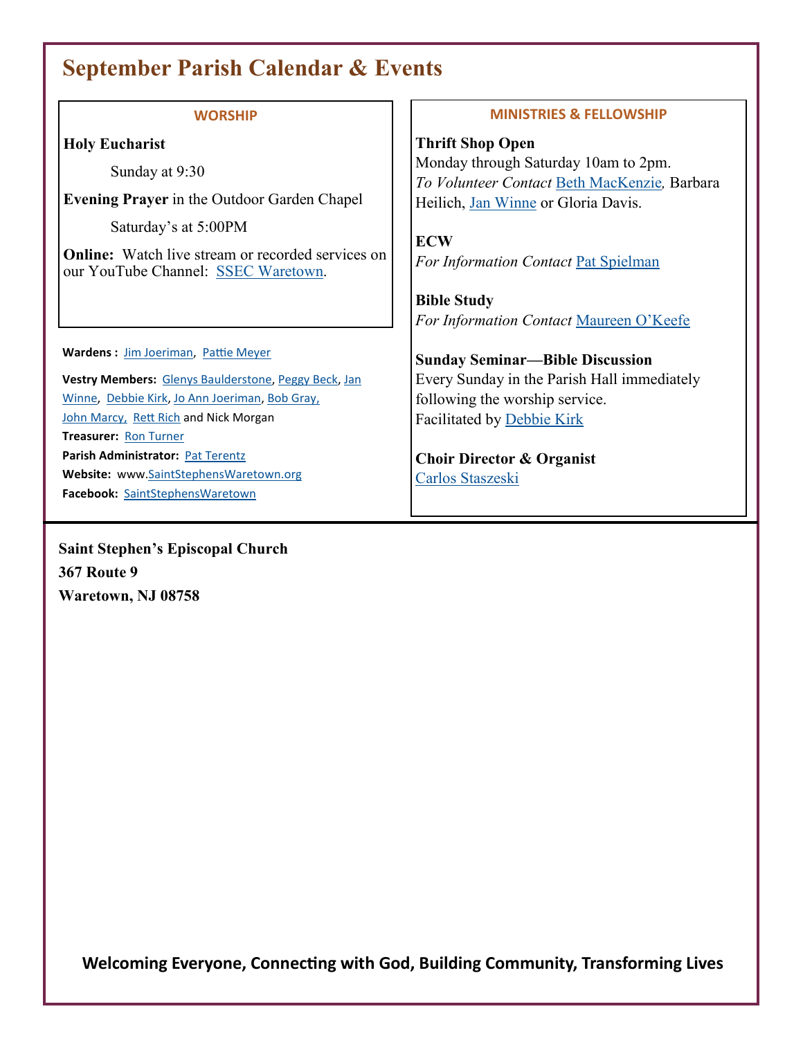# September Parish Calendar & Events

### WORSHIP

**Holy Eucharist**

Sunday at 9:30

**Evening Prayer** in the Outdoor Garden Chapel

Saturday's at 5:00PM

**Online:** Watch live stream or recorded services on our YouTube Channel: SSEC Waretown.

**Wardens :** Jim Joeriman, Pattie Meyer

**Vestry Members:** Glenys Baulderstone, Peggy Beck, Jan Winne, Debbie Kirk, Jo Ann Joeriman, Bob Gray, John Marcy, Rett Rich and Nick Morgan

**Treasurer:** Ron Turner

**Parish Administrator:** Pat Terentz

**Website:** www.SaintStephensWaretown.org

**Facebook:** SaintStephensWaretown

### MINISTRIES & FELLOWSHIP

**Thrift Shop Open**
Monday through Saturday 10am to 2pm.
*To Volunteer Contact* Beth MacKenzie, Barbara Heilich, Jan Winne or Gloria Davis.

**ECW**
*For Information Contact* Pat Spielman

**Bible Study**
*For Information Contact* Maureen O'Keefe

**Sunday Seminar—Bible Discussion**
Every Sunday in the Parish Hall immediately following the worship service.
Facilitated by Debbie Kirk

**Choir Director & Organist**
Carlos Staszeski

**Saint Stephen's Episcopal Church**
**367 Route 9**
**Waretown, NJ 08758**

**Welcoming Everyone, Connecting with God, Building Community, Transforming Lives**